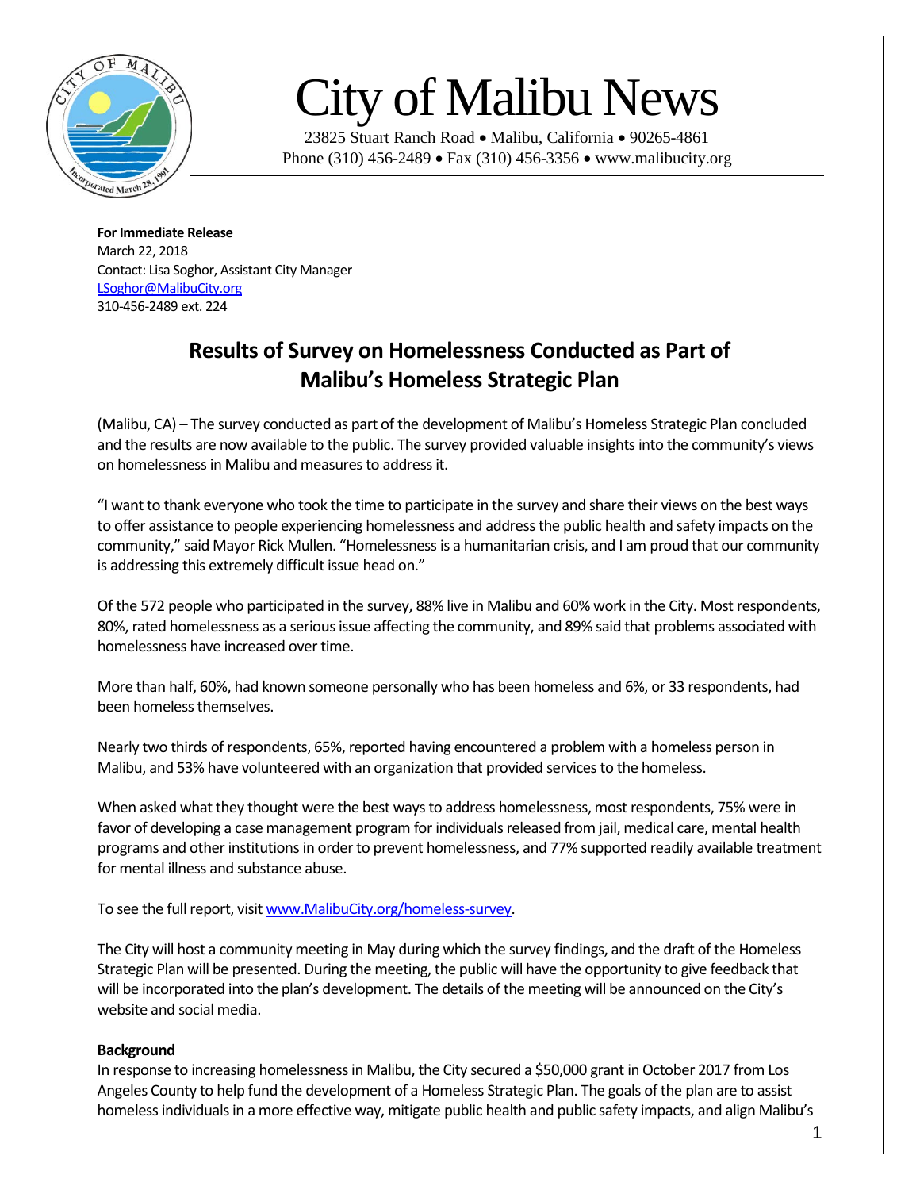# City of Malibu News

23825 Stuart Ranch Road • Malibu, California • 90265-4861
Phone (310) 456-2489 • Fax (310) 456-3356 • www.malibucity.org

**For Immediate Release**
March 22, 2018
Contact: Lisa Soghor, Assistant City Manager
LSoghor@MalibuCity.org
310-456-2489 ext. 224

## Results of Survey on Homelessness Conducted as Part of Malibu's Homeless Strategic Plan

(Malibu, CA) – The survey conducted as part of the development of Malibu's Homeless Strategic Plan concluded and the results are now available to the public. The survey provided valuable insights into the community's views on homelessness in Malibu and measures to address it.

"I want to thank everyone who took the time to participate in the survey and share their views on the best ways to offer assistance to people experiencing homelessness and address the public health and safety impacts on the community," said Mayor Rick Mullen. "Homelessness is a humanitarian crisis, and I am proud that our community is addressing this extremely difficult issue head on."

Of the 572 people who participated in the survey, 88% live in Malibu and 60% work in the City. Most respondents, 80%, rated homelessness as a serious issue affecting the community, and 89% said that problems associated with homelessness have increased over time.

More than half, 60%, had known someone personally who has been homeless and 6%, or 33 respondents, had been homeless themselves.

Nearly two thirds of respondents, 65%, reported having encountered a problem with a homeless person in Malibu, and 53% have volunteered with an organization that provided services to the homeless.

When asked what they thought were the best ways to address homelessness, most respondents, 75% were in favor of developing a case management program for individuals released from jail, medical care, mental health programs and other institutions in order to prevent homelessness, and 77% supported readily available treatment for mental illness and substance abuse.

To see the full report, visit www.MalibuCity.org/homeless-survey.

The City will host a community meeting in May during which the survey findings, and the draft of the Homeless Strategic Plan will be presented. During the meeting, the public will have the opportunity to give feedback that will be incorporated into the plan's development. The details of the meeting will be announced on the City's website and social media.

**Background**
In response to increasing homelessness in Malibu, the City secured a $50,000 grant in October 2017 from Los Angeles County to help fund the development of a Homeless Strategic Plan. The goals of the plan are to assist homeless individuals in a more effective way, mitigate public health and public safety impacts, and align Malibu's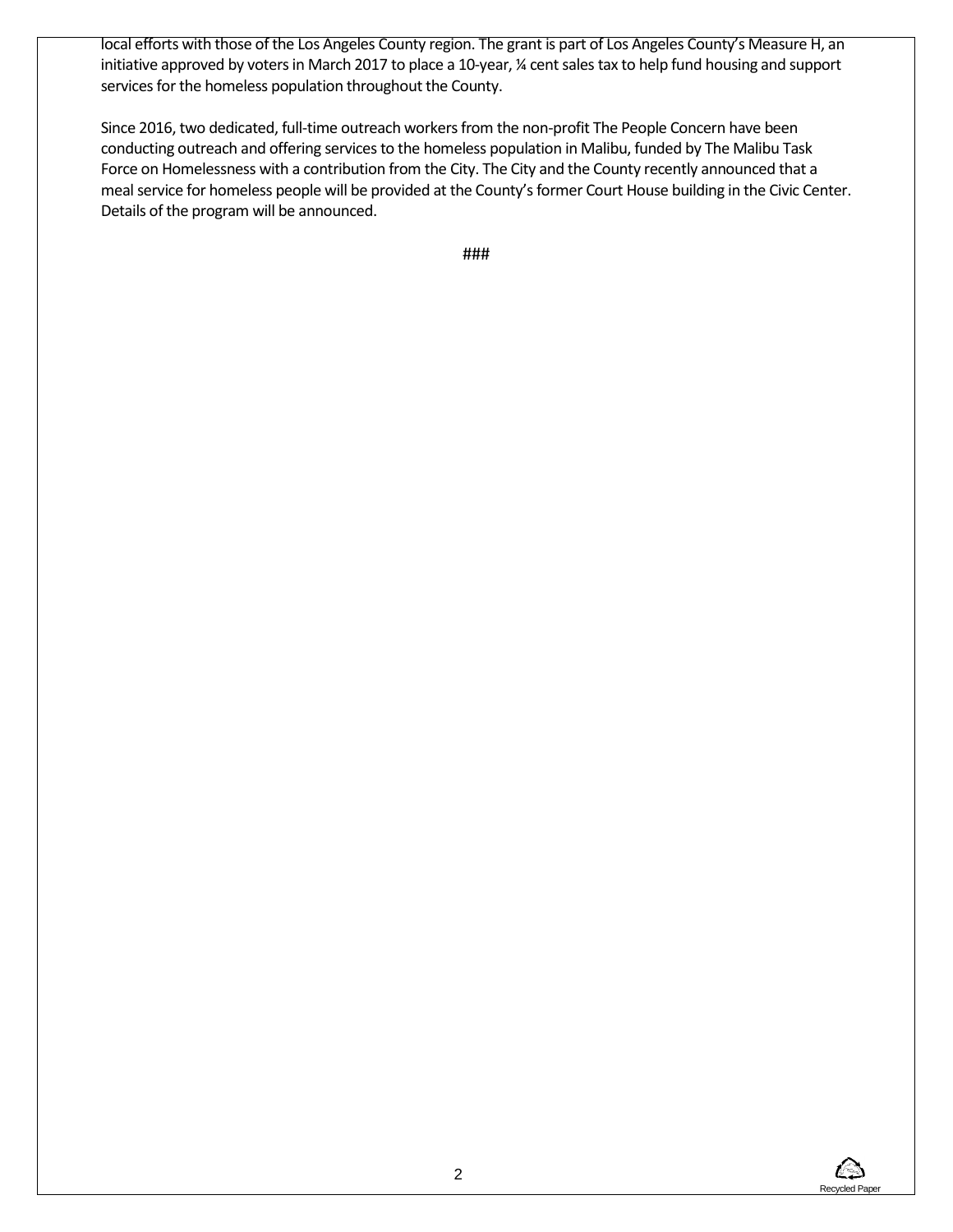local efforts with those of the Los Angeles County region. The grant is part of Los Angeles County's Measure H, an initiative approved by voters in March 2017 to place a 10-year, ¼ cent sales tax to help fund housing and support services for the homeless population throughout the County.

Since 2016, two dedicated, full-time outreach workers from the non-profit The People Concern have been conducting outreach and offering services to the homeless population in Malibu, funded by The Malibu Task Force on Homelessness with a contribution from the City. The City and the County recently announced that a meal service for homeless people will be provided at the County's former Court House building in the Civic Center. Details of the program will be announced.

###

Recycled Paper